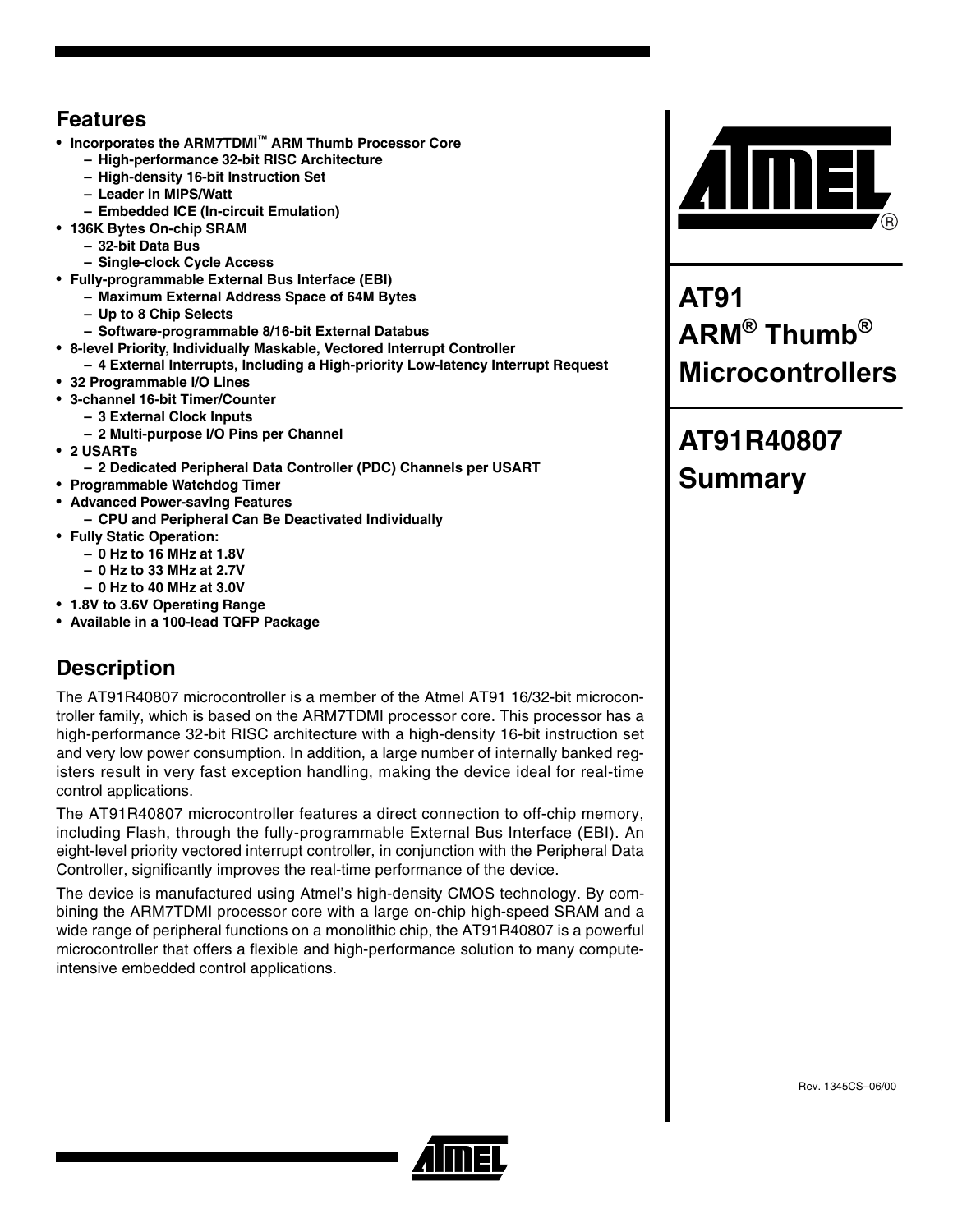# AT91 ARM® Thumb® Microcontrollers

# AT91R40807 Summary

## Features

- **Incorporates the ARM7TDMI™ ARM Thumb Processor Core**
  - **High-performance 32-bit RISC Architecture**
  - **High-density 16-bit Instruction Set**
  - **Leader in MIPS/Watt**
  - **Embedded ICE (In-circuit Emulation)**
- **136K Bytes On-chip SRAM**
  - **32-bit Data Bus**
  - **Single-clock Cycle Access**
- **Fully-programmable External Bus Interface (EBI)**
  - **Maximum External Address Space of 64M Bytes**
  - **Up to 8 Chip Selects**
  - **Software-programmable 8/16-bit External Databus**
- **8-level Priority, Individually Maskable, Vectored Interrupt Controller**
  - **4 External Interrupts, Including a High-priority Low-latency Interrupt Request**
- **32 Programmable I/O Lines**
- **3-channel 16-bit Timer/Counter**
  - **3 External Clock Inputs**
  - **2 Multi-purpose I/O Pins per Channel**
- **2 USARTs**
  - **2 Dedicated Peripheral Data Controller (PDC) Channels per USART**
- **Programmable Watchdog Timer**
- **Advanced Power-saving Features**
  - **CPU and Peripheral Can Be Deactivated Individually**
- **Fully Static Operation:**
  - **0 Hz to 16 MHz at 1.8V**
  - **0 Hz to 33 MHz at 2.7V**
  - **0 Hz to 40 MHz at 3.0V**
- **1.8V to 3.6V Operating Range**
- **Available in a 100-lead TQFP Package**

## Description

The AT91R40807 microcontroller is a member of the Atmel AT91 16/32-bit microcontroller family, which is based on the ARM7TDMI processor core. This processor has a high-performance 32-bit RISC architecture with a high-density 16-bit instruction set and very low power consumption. In addition, a large number of internally banked registers result in very fast exception handling, making the device ideal for real-time control applications.

The AT91R40807 microcontroller features a direct connection to off-chip memory, including Flash, through the fully-programmable External Bus Interface (EBI). An eight-level priority vectored interrupt controller, in conjunction with the Peripheral Data Controller, significantly improves the real-time performance of the device.

The device is manufactured using Atmel's high-density CMOS technology. By combining the ARM7TDMI processor core with a large on-chip high-speed SRAM and a wide range of peripheral functions on a monolithic chip, the AT91R40807 is a powerful microcontroller that offers a flexible and high-performance solution to many compute-intensive embedded control applications.

Rev. 1345CS–06/00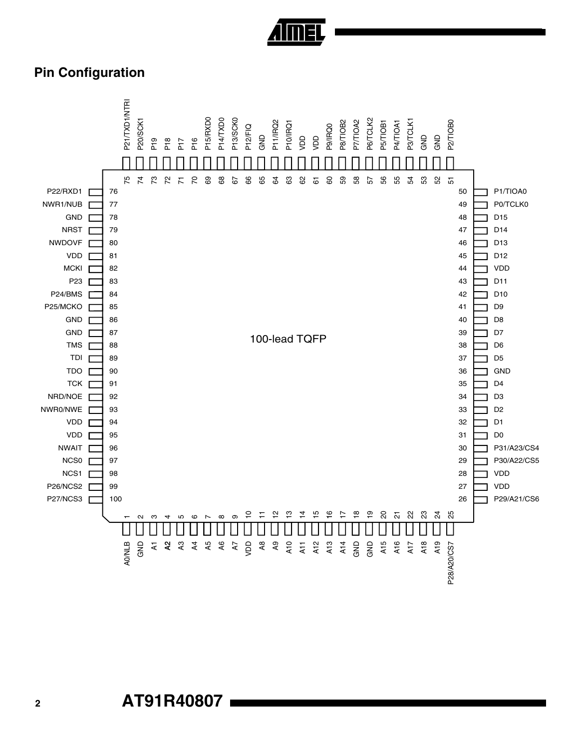## Pin Configuration

100-lead TQFP

| Pin | Signal |
|---|---|
| 1 | A0/NLB |
| 2 | GND |
| 3 | A1 |
| 4 | A2 |
| 5 | A3 |
| 6 | A4 |
| 7 | A5 |
| 8 | A6 |
| 9 | A7 |
| 10 | VDD |
| 11 | A8 |
| 12 | A9 |
| 13 | A10 |
| 14 | A11 |
| 15 | A12 |
| 16 | A13 |
| 17 | A14 |
| 18 | GND |
| 19 | GND |
| 20 | A15 |
| 21 | A16 |
| 22 | A17 |
| 23 | A18 |
| 24 | A19 |
| 25 | P28/A20/CS7 |
| 26 | P29/A21/CS6 |
| 27 | VDD |
| 28 | VDD |
| 29 | P30/A22/CS5 |
| 30 | P31/A23/CS4 |
| 31 | D0 |
| 32 | D1 |
| 33 | D2 |
| 34 | D3 |
| 35 | D4 |
| 36 | GND |
| 37 | D5 |
| 38 | D6 |
| 39 | D7 |
| 40 | D8 |
| 41 | D9 |
| 42 | D10 |
| 43 | D11 |
| 44 | VDD |
| 45 | D12 |
| 46 | D13 |
| 47 | D14 |
| 48 | D15 |
| 49 | P0/TCLK0 |
| 50 | P1/TIOA0 |
| 51 | P2/TIOB0 |
| 52 | GND |
| 53 | GND |
| 54 | P3/TCLK1 |
| 55 | P4/TIOA1 |
| 56 | P5/TIOB1 |
| 57 | P6/TCLK2 |
| 58 | P7/TIOA2 |
| 59 | P8/TIOB2 |
| 60 | P9/IRQ0 |
| 61 | VDD |
| 62 | VDD |
| 63 | P10/IRQ1 |
| 64 | P11/IRQ2 |
| 65 | GND |
| 66 | P12/FIQ |
| 67 | P13/SCK0 |
| 68 | P14/TXD0 |
| 69 | P15/RXD0 |
| 70 | P16 |
| 71 | P17 |
| 72 | P18 |
| 73 | P19 |
| 74 | P20/SCK1 |
| 75 | P21/TXD1/NTRI |
| 76 | P22/RXD1 |
| 77 | NWR1/NUB |
| 78 | GND |
| 79 | NRST |
| 80 | NWDOVF |
| 81 | VDD |
| 82 | MCKI |
| 83 | P23 |
| 84 | P24/BMS |
| 85 | P25/MCKO |
| 86 | GND |
| 87 | GND |
| 88 | TMS |
| 89 | TDI |
| 90 | TDO |
| 91 | TCK |
| 92 | NRD/NOE |
| 93 | NWR0/NWE |
| 94 | VDD |
| 95 | VDD |
| 96 | NWAIT |
| 97 | NCS0 |
| 98 | NCS1 |
| 99 | P26/NCS2 |
| 100 | P27/NCS3 |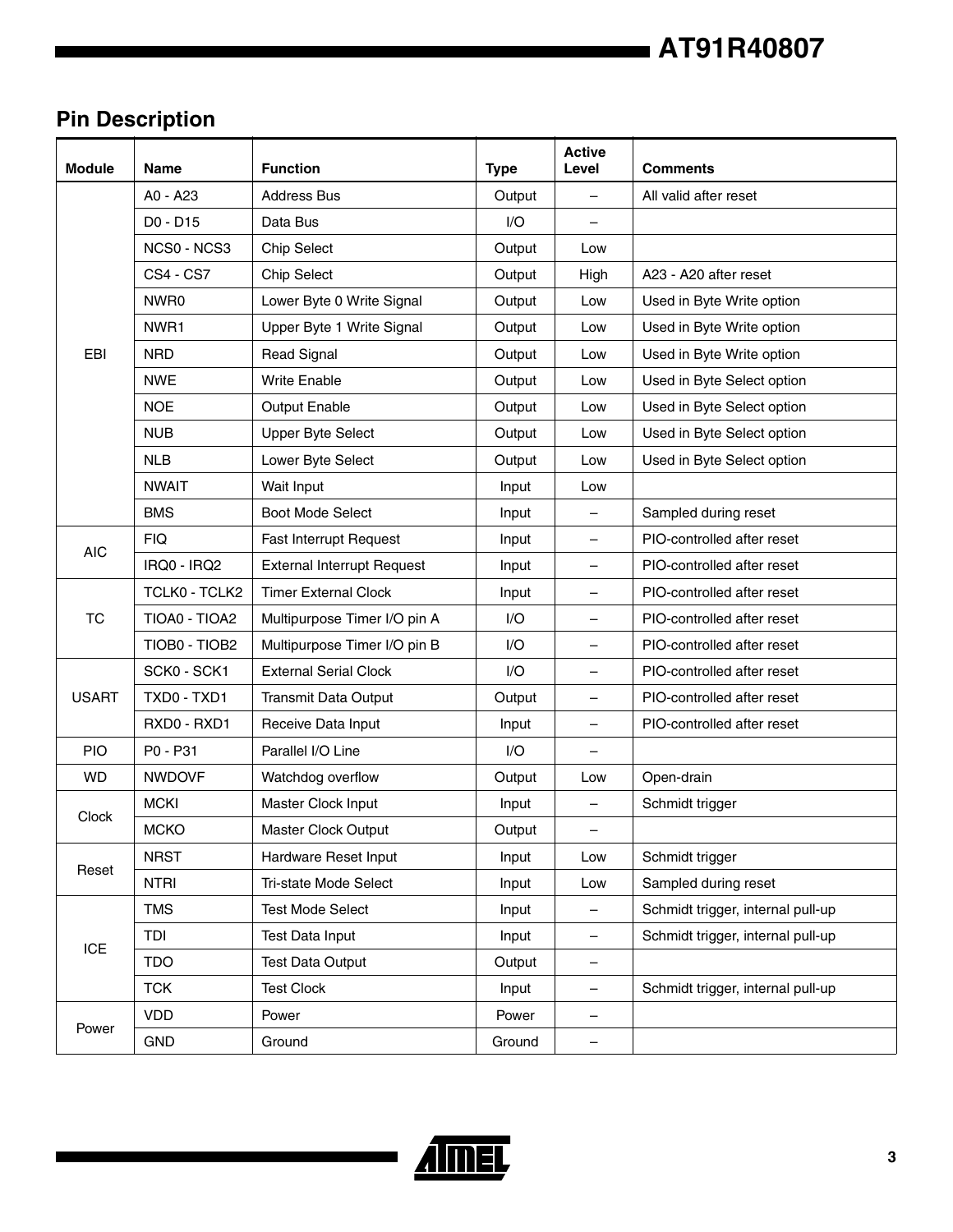## Pin Description

| Module | Name | Function | Type | Active Level | Comments |
|---|---|---|---|---|---|
| EBI | A0 - A23 | Address Bus | Output | – | All valid after reset |
| | D0 - D15 | Data Bus | I/O | – | |
| | NCS0 - NCS3 | Chip Select | Output | Low | |
| | CS4 - CS7 | Chip Select | Output | High | A23 - A20 after reset |
| | NWR0 | Lower Byte 0 Write Signal | Output | Low | Used in Byte Write option |
| | NWR1 | Upper Byte 1 Write Signal | Output | Low | Used in Byte Write option |
| | NRD | Read Signal | Output | Low | Used in Byte Write option |
| | NWE | Write Enable | Output | Low | Used in Byte Select option |
| | NOE | Output Enable | Output | Low | Used in Byte Select option |
| | NUB | Upper Byte Select | Output | Low | Used in Byte Select option |
| | NLB | Lower Byte Select | Output | Low | Used in Byte Select option |
| | NWAIT | Wait Input | Input | Low | |
| | BMS | Boot Mode Select | Input | – | Sampled during reset |
| AIC | FIQ | Fast Interrupt Request | Input | – | PIO-controlled after reset |
| | IRQ0 - IRQ2 | External Interrupt Request | Input | – | PIO-controlled after reset |
| TC | TCLK0 - TCLK2 | Timer External Clock | Input | – | PIO-controlled after reset |
| | TIOA0 - TIOA2 | Multipurpose Timer I/O pin A | I/O | – | PIO-controlled after reset |
| | TIOB0 - TIOB2 | Multipurpose Timer I/O pin B | I/O | – | PIO-controlled after reset |
| USART | SCK0 - SCK1 | External Serial Clock | I/O | – | PIO-controlled after reset |
| | TXD0 - TXD1 | Transmit Data Output | Output | – | PIO-controlled after reset |
| | RXD0 - RXD1 | Receive Data Input | Input | – | PIO-controlled after reset |
| PIO | P0 - P31 | Parallel I/O Line | I/O | – | |
| WD | NWDOVF | Watchdog overflow | Output | Low | Open-drain |
| Clock | MCKI | Master Clock Input | Input | – | Schmidt trigger |
| | MCKO | Master Clock Output | Output | – | |
| Reset | NRST | Hardware Reset Input | Input | Low | Schmidt trigger |
| | NTRI | Tri-state Mode Select | Input | Low | Sampled during reset |
| ICE | TMS | Test Mode Select | Input | – | Schmidt trigger, internal pull-up |
| | TDI | Test Data Input | Input | – | Schmidt trigger, internal pull-up |
| | TDO | Test Data Output | Output | – | |
| | TCK | Test Clock | Input | – | Schmidt trigger, internal pull-up |
| Power | VDD | Power | Power | – | |
| | GND | Ground | Ground | – | |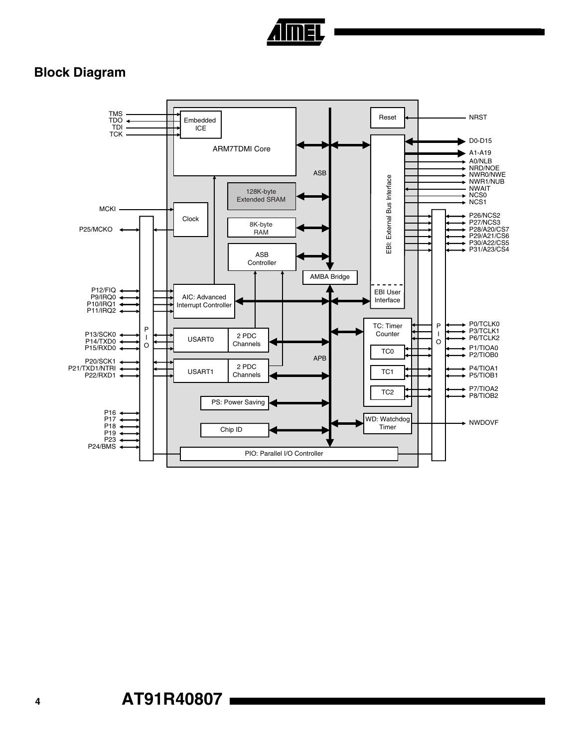## Block Diagram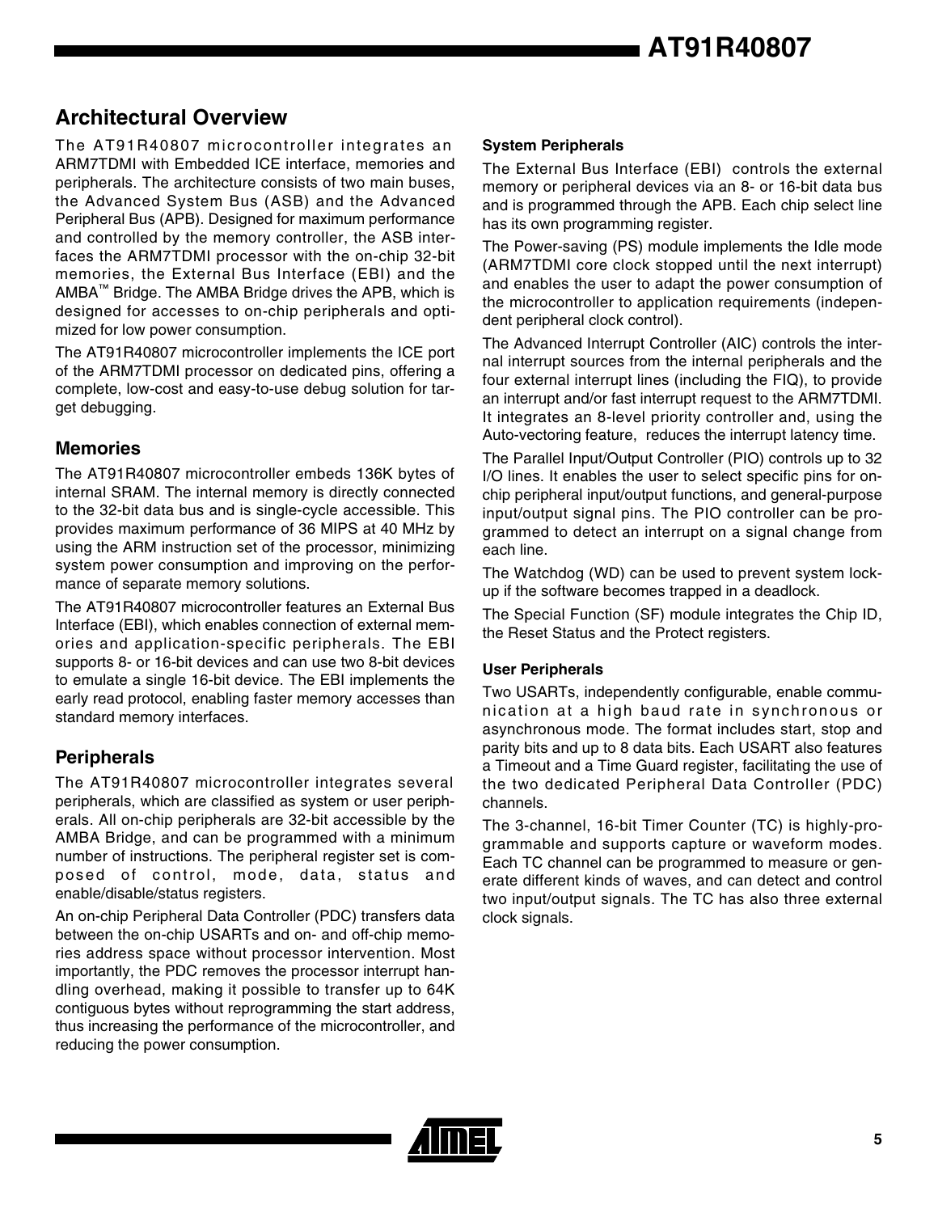## Architectural Overview

The AT91R40807 microcontroller integrates an ARM7TDMI with Embedded ICE interface, memories and peripherals. The architecture consists of two main buses, the Advanced System Bus (ASB) and the Advanced Peripheral Bus (APB). Designed for maximum performance and controlled by the memory controller, the ASB interfaces the ARM7TDMI processor with the on-chip 32-bit memories, the External Bus Interface (EBI) and the AMBA™ Bridge. The AMBA Bridge drives the APB, which is designed for accesses to on-chip peripherals and optimized for low power consumption.

The AT91R40807 microcontroller implements the ICE port of the ARM7TDMI processor on dedicated pins, offering a complete, low-cost and easy-to-use debug solution for target debugging.

### Memories

The AT91R40807 microcontroller embeds 136K bytes of internal SRAM. The internal memory is directly connected to the 32-bit data bus and is single-cycle accessible. This provides maximum performance of 36 MIPS at 40 MHz by using the ARM instruction set of the processor, minimizing system power consumption and improving on the performance of separate memory solutions.

The AT91R40807 microcontroller features an External Bus Interface (EBI), which enables connection of external memories and application-specific peripherals. The EBI supports 8- or 16-bit devices and can use two 8-bit devices to emulate a single 16-bit device. The EBI implements the early read protocol, enabling faster memory accesses than standard memory interfaces.

### Peripherals

The AT91R40807 microcontroller integrates several peripherals, which are classified as system or user peripherals. All on-chip peripherals are 32-bit accessible by the AMBA Bridge, and can be programmed with a minimum number of instructions. The peripheral register set is composed of control, mode, data, status and enable/disable/status registers.

An on-chip Peripheral Data Controller (PDC) transfers data between the on-chip USARTs and on- and off-chip memories address space without processor intervention. Most importantly, the PDC removes the processor interrupt handling overhead, making it possible to transfer up to 64K contiguous bytes without reprogramming the start address, thus increasing the performance of the microcontroller, and reducing the power consumption.

#### System Peripherals

The External Bus Interface (EBI) controls the external memory or peripheral devices via an 8- or 16-bit data bus and is programmed through the APB. Each chip select line has its own programming register.

The Power-saving (PS) module implements the Idle mode (ARM7TDMI core clock stopped until the next interrupt) and enables the user to adapt the power consumption of the microcontroller to application requirements (independent peripheral clock control).

The Advanced Interrupt Controller (AIC) controls the internal interrupt sources from the internal peripherals and the four external interrupt lines (including the FIQ), to provide an interrupt and/or fast interrupt request to the ARM7TDMI. It integrates an 8-level priority controller and, using the Auto-vectoring feature, reduces the interrupt latency time.

The Parallel Input/Output Controller (PIO) controls up to 32 I/O lines. It enables the user to select specific pins for on-chip peripheral input/output functions, and general-purpose input/output signal pins. The PIO controller can be programmed to detect an interrupt on a signal change from each line.

The Watchdog (WD) can be used to prevent system lock-up if the software becomes trapped in a deadlock.

The Special Function (SF) module integrates the Chip ID, the Reset Status and the Protect registers.

#### User Peripherals

Two USARTs, independently configurable, enable communication at a high baud rate in synchronous or asynchronous mode. The format includes start, stop and parity bits and up to 8 data bits. Each USART also features a Timeout and a Time Guard register, facilitating the use of the two dedicated Peripheral Data Controller (PDC) channels.

The 3-channel, 16-bit Timer Counter (TC) is highly-programmable and supports capture or waveform modes. Each TC channel can be programmed to measure or generate different kinds of waves, and can detect and control two input/output signals. The TC has also three external clock signals.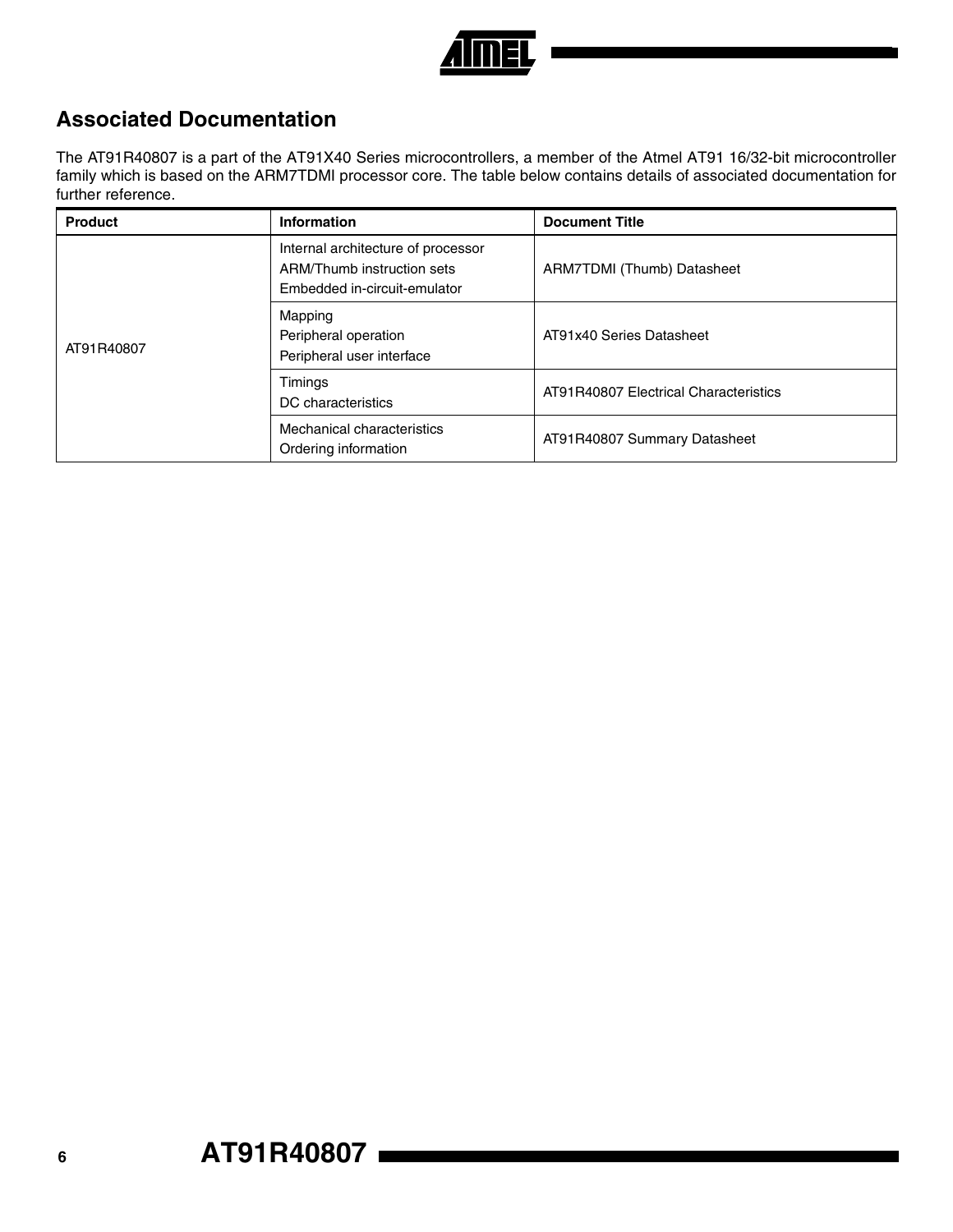## Associated Documentation

The AT91R40807 is a part of the AT91X40 Series microcontrollers, a member of the Atmel AT91 16/32-bit microcontroller family which is based on the ARM7TDMI processor core. The table below contains details of associated documentation for further reference.

| Product | Information | Document Title |
|---|---|---|
| AT91R40807 | Internal architecture of processor<br>ARM/Thumb instruction sets<br>Embedded in-circuit-emulator | ARM7TDMI (Thumb) Datasheet |
| | Mapping<br>Peripheral operation<br>Peripheral user interface | AT91x40 Series Datasheet |
| | Timings<br>DC characteristics | AT91R40807 Electrical Characteristics |
| | Mechanical characteristics<br>Ordering information | AT91R40807 Summary Datasheet |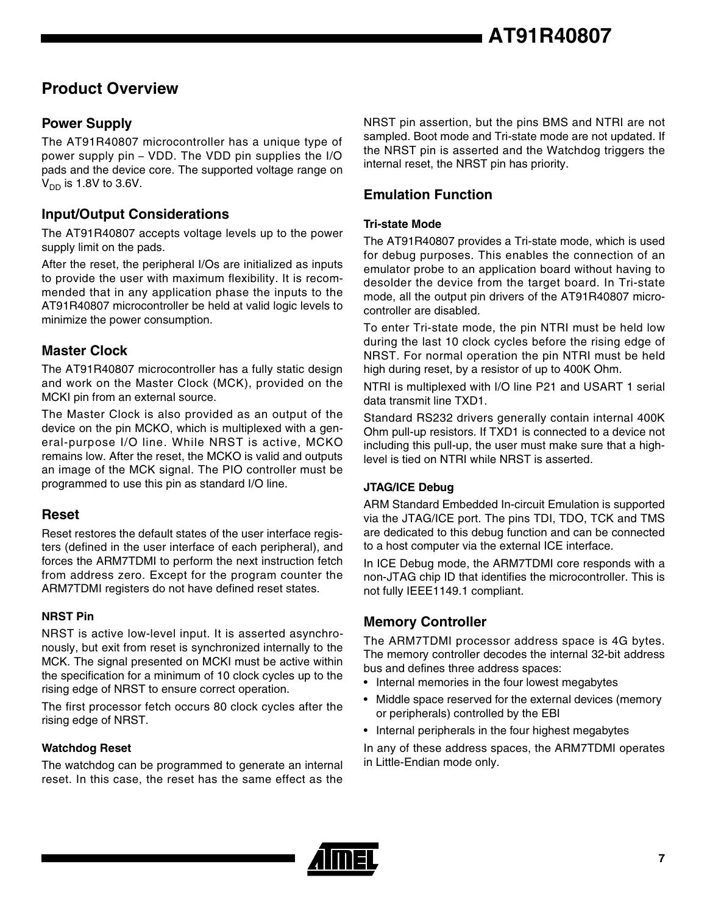## Product Overview

### Power Supply

The AT91R40807 microcontroller has a unique type of power supply pin – VDD. The VDD pin supplies the I/O pads and the device core. The supported voltage range on $V_{DD}$ is 1.8V to 3.6V.

### Input/Output Considerations

The AT91R40807 accepts voltage levels up to the power supply limit on the pads.

After the reset, the peripheral I/Os are initialized as inputs to provide the user with maximum flexibility. It is recommended that in any application phase the inputs to the AT91R40807 microcontroller be held at valid logic levels to minimize the power consumption.

### Master Clock

The AT91R40807 microcontroller has a fully static design and work on the Master Clock (MCK), provided on the MCKI pin from an external source.

The Master Clock is also provided as an output of the device on the pin MCKO, which is multiplexed with a general-purpose I/O line. While NRST is active, MCKO remains low. After the reset, the MCKO is valid and outputs an image of the MCK signal. The PIO controller must be programmed to use this pin as standard I/O line.

### Reset

Reset restores the default states of the user interface registers (defined in the user interface of each peripheral), and forces the ARM7TDMI to perform the next instruction fetch from address zero. Except for the program counter the ARM7TDMI registers do not have defined reset states.

#### NRST Pin

NRST is active low-level input. It is asserted asynchronously, but exit from reset is synchronized internally to the MCK. The signal presented on MCKI must be active within the specification for a minimum of 10 clock cycles up to the rising edge of NRST to ensure correct operation.

The first processor fetch occurs 80 clock cycles after the rising edge of NRST.

#### Watchdog Reset

The watchdog can be programmed to generate an internal reset. In this case, the reset has the same effect as the NRST pin assertion, but the pins BMS and NTRI are not sampled. Boot mode and Tri-state mode are not updated. If the NRST pin is asserted and the Watchdog triggers the internal reset, the NRST pin has priority.

### Emulation Function

#### Tri-state Mode

The AT91R40807 provides a Tri-state mode, which is used for debug purposes. This enables the connection of an emulator probe to an application board without having to desolder the device from the target board. In Tri-state mode, all the output pin drivers of the AT91R40807 microcontroller are disabled.

To enter Tri-state mode, the pin NTRI must be held low during the last 10 clock cycles before the rising edge of NRST. For normal operation the pin NTRI must be held high during reset, by a resistor of up to 400K Ohm.

NTRI is multiplexed with I/O line P21 and USART 1 serial data transmit line TXD1.

Standard RS232 drivers generally contain internal 400K Ohm pull-up resistors. If TXD1 is connected to a device not including this pull-up, the user must make sure that a high-level is tied on NTRI while NRST is asserted.

#### JTAG/ICE Debug

ARM Standard Embedded In-circuit Emulation is supported via the JTAG/ICE port. The pins TDI, TDO, TCK and TMS are dedicated to this debug function and can be connected to a host computer via the external ICE interface.

In ICE Debug mode, the ARM7TDMI core responds with a non-JTAG chip ID that identifies the microcontroller. This is not fully IEEE1149.1 compliant.

### Memory Controller

The ARM7TDMI processor address space is 4G bytes. The memory controller decodes the internal 32-bit address bus and defines three address spaces:

- Internal memories in the four lowest megabytes
- Middle space reserved for the external devices (memory or peripherals) controlled by the EBI
- Internal peripherals in the four highest megabytes

In any of these address spaces, the ARM7TDMI operates in Little-Endian mode only.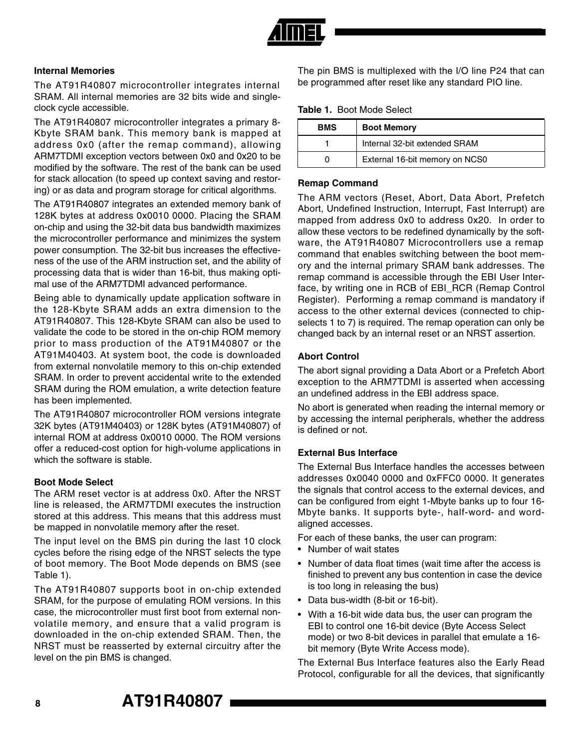## Internal Memories

The AT91R40807 microcontroller integrates internal SRAM. All internal memories are 32 bits wide and single-clock cycle accessible.

The AT91R40807 microcontroller integrates a primary 8-Kbyte SRAM bank. This memory bank is mapped at address 0x0 (after the remap command), allowing ARM7TDMI exception vectors between 0x0 and 0x20 to be modified by the software. The rest of the bank can be used for stack allocation (to speed up context saving and restoring) or as data and program storage for critical algorithms.

The AT91R40807 integrates an extended memory bank of 128K bytes at address 0x0010 0000. Placing the SRAM on-chip and using the 32-bit data bus bandwidth maximizes the microcontroller performance and minimizes the system power consumption. The 32-bit bus increases the effectiveness of the use of the ARM instruction set, and the ability of processing data that is wider than 16-bit, thus making optimal use of the ARM7TDMI advanced performance.

Being able to dynamically update application software in the 128-Kbyte SRAM adds an extra dimension to the AT91R40807. This 128-Kbyte SRAM can also be used to validate the code to be stored in the on-chip ROM memory prior to mass production of the AT91M40807 or the AT91M40403. At system boot, the code is downloaded from external nonvolatile memory to this on-chip extended SRAM. In order to prevent accidental write to the extended SRAM during the ROM emulation, a write detection feature has been implemented.

The AT91R40807 microcontroller ROM versions integrate 32K bytes (AT91M40403) or 128K bytes (AT91M40807) of internal ROM at address 0x0010 0000. The ROM versions offer a reduced-cost option for high-volume applications in which the software is stable.

## Boot Mode Select

The ARM reset vector is at address 0x0. After the NRST line is released, the ARM7TDMI executes the instruction stored at this address. This means that this address must be mapped in nonvolatile memory after the reset.

The input level on the BMS pin during the last 10 clock cycles before the rising edge of the NRST selects the type of boot memory. The Boot Mode depends on BMS (see Table 1).

The AT91R40807 supports boot in on-chip extended SRAM, for the purpose of emulating ROM versions. In this case, the microcontroller must first boot from external nonvolatile memory, and ensure that a valid program is downloaded in the on-chip extended SRAM. Then, the NRST must be reasserted by external circuitry after the level on the pin BMS is changed.

The pin BMS is multiplexed with the I/O line P24 that can be programmed after reset like any standard PIO line.

**Table 1.** Boot Mode Select

| BMS | Boot Memory |
|---|---|
| 1 | Internal 32-bit extended SRAM |
| 0 | External 16-bit memory on NCS0 |

## Remap Command

The ARM vectors (Reset, Abort, Data Abort, Prefetch Abort, Undefined Instruction, Interrupt, Fast Interrupt) are mapped from address 0x0 to address 0x20. In order to allow these vectors to be redefined dynamically by the software, the AT91R40807 Microcontrollers use a remap command that enables switching between the boot memory and the internal primary SRAM bank addresses. The remap command is accessible through the EBI User Interface, by writing one in RCB of EBI_RCR (Remap Control Register). Performing a remap command is mandatory if access to the other external devices (connected to chip-selects 1 to 7) is required. The remap operation can only be changed back by an internal reset or an NRST assertion.

## Abort Control

The abort signal providing a Data Abort or a Prefetch Abort exception to the ARM7TDMI is asserted when accessing an undefined address in the EBI address space.

No abort is generated when reading the internal memory or by accessing the internal peripherals, whether the address is defined or not.

## External Bus Interface

The External Bus Interface handles the accesses between addresses 0x0040 0000 and 0xFFC0 0000. It generates the signals that control access to the external devices, and can be configured from eight 1-Mbyte banks up to four 16-Mbyte banks. It supports byte-, half-word- and word-aligned accesses.

For each of these banks, the user can program:

- Number of wait states
- Number of data float times (wait time after the access is finished to prevent any bus contention in case the device is too long in releasing the bus)
- Data bus-width (8-bit or 16-bit).
- With a 16-bit wide data bus, the user can program the EBI to control one 16-bit device (Byte Access Select mode) or two 8-bit devices in parallel that emulate a 16-bit memory (Byte Write Access mode).

The External Bus Interface features also the Early Read Protocol, configurable for all the devices, that significantly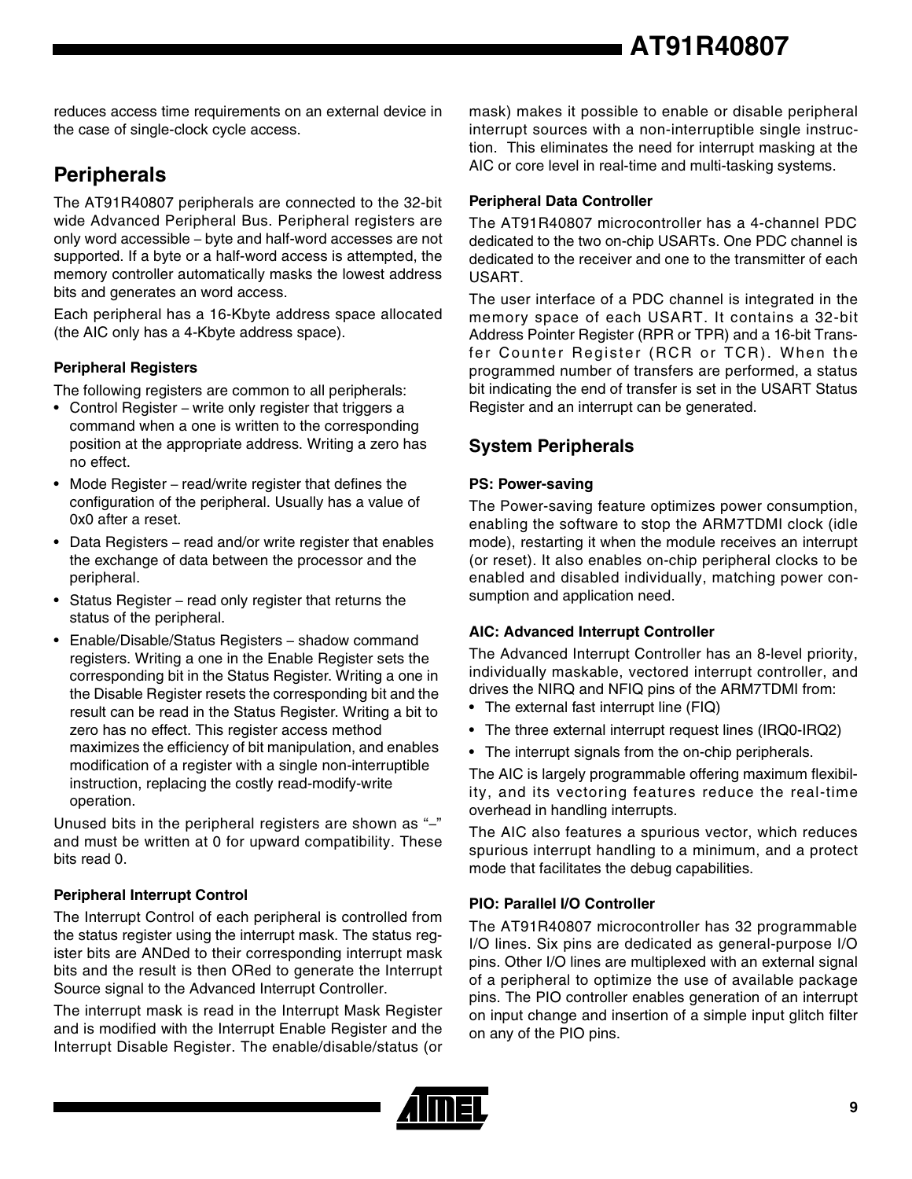reduces access time requirements on an external device in the case of single-clock cycle access.

## Peripherals

The AT91R40807 peripherals are connected to the 32-bit wide Advanced Peripheral Bus. Peripheral registers are only word accessible – byte and half-word accesses are not supported. If a byte or a half-word access is attempted, the memory controller automatically masks the lowest address bits and generates an word access.

Each peripheral has a 16-Kbyte address space allocated (the AIC only has a 4-Kbyte address space).

#### Peripheral Registers

The following registers are common to all peripherals:

- Control Register – write only register that triggers a command when a one is written to the corresponding position at the appropriate address. Writing a zero has no effect.
- Mode Register – read/write register that defines the configuration of the peripheral. Usually has a value of 0x0 after a reset.
- Data Registers – read and/or write register that enables the exchange of data between the processor and the peripheral.
- Status Register – read only register that returns the status of the peripheral.
- Enable/Disable/Status Registers – shadow command registers. Writing a one in the Enable Register sets the corresponding bit in the Status Register. Writing a one in the Disable Register resets the corresponding bit and the result can be read in the Status Register. Writing a bit to zero has no effect. This register access method maximizes the efficiency of bit manipulation, and enables modification of a register with a single non-interruptible instruction, replacing the costly read-modify-write operation.

Unused bits in the peripheral registers are shown as "–" and must be written at 0 for upward compatibility. These bits read 0.

#### Peripheral Interrupt Control

The Interrupt Control of each peripheral is controlled from the status register using the interrupt mask. The status register bits are ANDed to their corresponding interrupt mask bits and the result is then ORed to generate the Interrupt Source signal to the Advanced Interrupt Controller.

The interrupt mask is read in the Interrupt Mask Register and is modified with the Interrupt Enable Register and the Interrupt Disable Register. The enable/disable/status (or mask) makes it possible to enable or disable peripheral interrupt sources with a non-interruptible single instruction. This eliminates the need for interrupt masking at the AIC or core level in real-time and multi-tasking systems.

#### Peripheral Data Controller

The AT91R40807 microcontroller has a 4-channel PDC dedicated to the two on-chip USARTs. One PDC channel is dedicated to the receiver and one to the transmitter of each USART.

The user interface of a PDC channel is integrated in the memory space of each USART. It contains a 32-bit Address Pointer Register (RPR or TPR) and a 16-bit Transfer Counter Register (RCR or TCR). When the programmed number of transfers are performed, a status bit indicating the end of transfer is set in the USART Status Register and an interrupt can be generated.

### System Peripherals

#### PS: Power-saving

The Power-saving feature optimizes power consumption, enabling the software to stop the ARM7TDMI clock (idle mode), restarting it when the module receives an interrupt (or reset). It also enables on-chip peripheral clocks to be enabled and disabled individually, matching power consumption and application need.

#### AIC: Advanced Interrupt Controller

The Advanced Interrupt Controller has an 8-level priority, individually maskable, vectored interrupt controller, and drives the NIRQ and NFIQ pins of the ARM7TDMI from:

- The external fast interrupt line (FIQ)
- The three external interrupt request lines (IRQ0-IRQ2)
- The interrupt signals from the on-chip peripherals.

The AIC is largely programmable offering maximum flexibility, and its vectoring features reduce the real-time overhead in handling interrupts.

The AIC also features a spurious vector, which reduces spurious interrupt handling to a minimum, and a protect mode that facilitates the debug capabilities.

#### PIO: Parallel I/O Controller

The AT91R40807 microcontroller has 32 programmable I/O lines. Six pins are dedicated as general-purpose I/O pins. Other I/O lines are multiplexed with an external signal of a peripheral to optimize the use of available package pins. The PIO controller enables generation of an interrupt on input change and insertion of a simple input glitch filter on any of the PIO pins.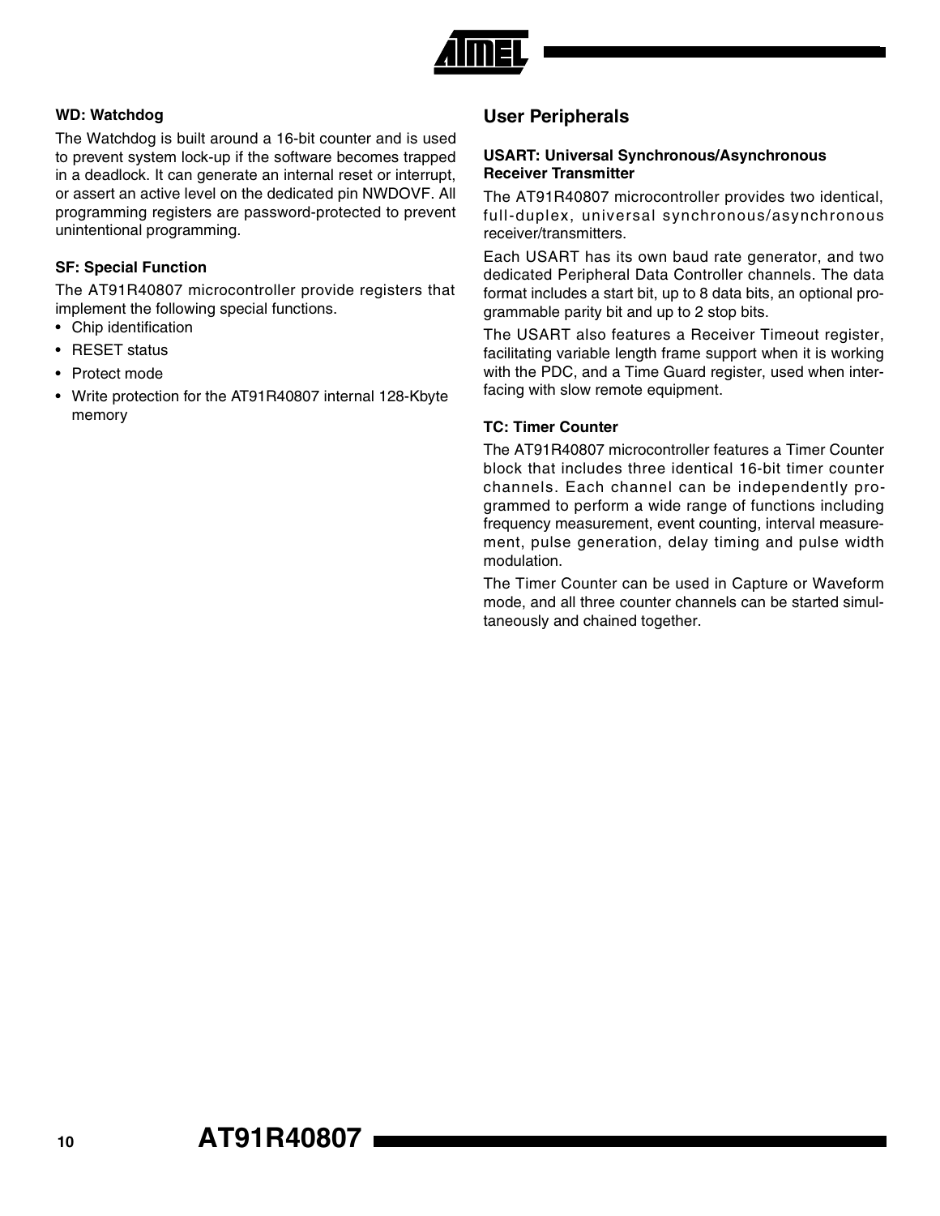#### WD: Watchdog

The Watchdog is built around a 16-bit counter and is used to prevent system lock-up if the software becomes trapped in a deadlock. It can generate an internal reset or interrupt, or assert an active level on the dedicated pin NWDOVF. All programming registers are password-protected to prevent unintentional programming.

#### SF: Special Function

The AT91R40807 microcontroller provide registers that implement the following special functions.

- Chip identification
- RESET status
- Protect mode
- Write protection for the AT91R40807 internal 128-Kbyte memory

## User Peripherals

#### USART: Universal Synchronous/Asynchronous Receiver Transmitter

The AT91R40807 microcontroller provides two identical, full-duplex, universal synchronous/asynchronous receiver/transmitters.

Each USART has its own baud rate generator, and two dedicated Peripheral Data Controller channels. The data format includes a start bit, up to 8 data bits, an optional programmable parity bit and up to 2 stop bits.

The USART also features a Receiver Timeout register, facilitating variable length frame support when it is working with the PDC, and a Time Guard register, used when interfacing with slow remote equipment.

#### TC: Timer Counter

The AT91R40807 microcontroller features a Timer Counter block that includes three identical 16-bit timer counter channels. Each channel can be independently programmed to perform a wide range of functions including frequency measurement, event counting, interval measurement, pulse generation, delay timing and pulse width modulation.

The Timer Counter can be used in Capture or Waveform mode, and all three counter channels can be started simultaneously and chained together.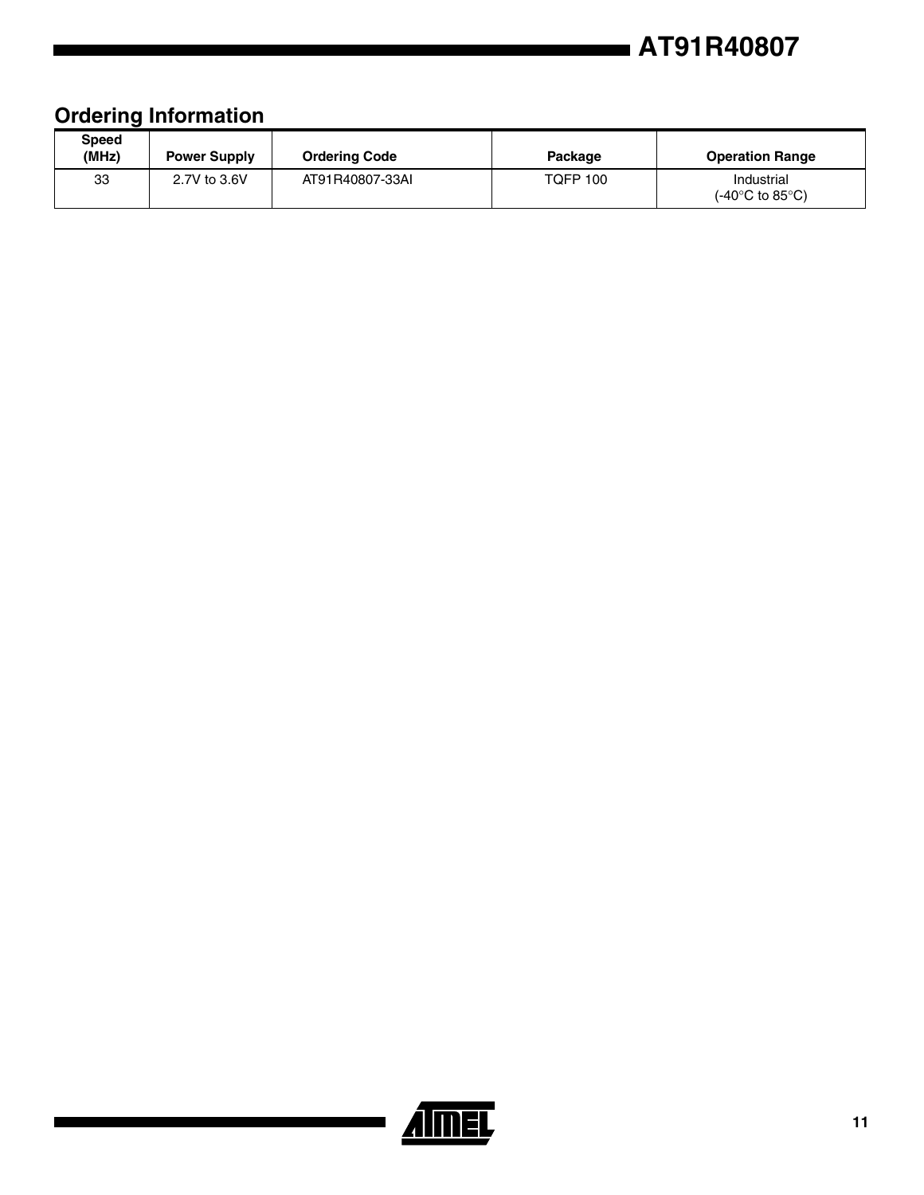## Ordering Information

| Speed (MHz) | Power Supply | Ordering Code | Package | Operation Range |
| --- | --- | --- | --- | --- |
| 33 | 2.7V to 3.6V | AT91R40807-33AI | TQFP 100 | Industrial (-40°C to 85°C) |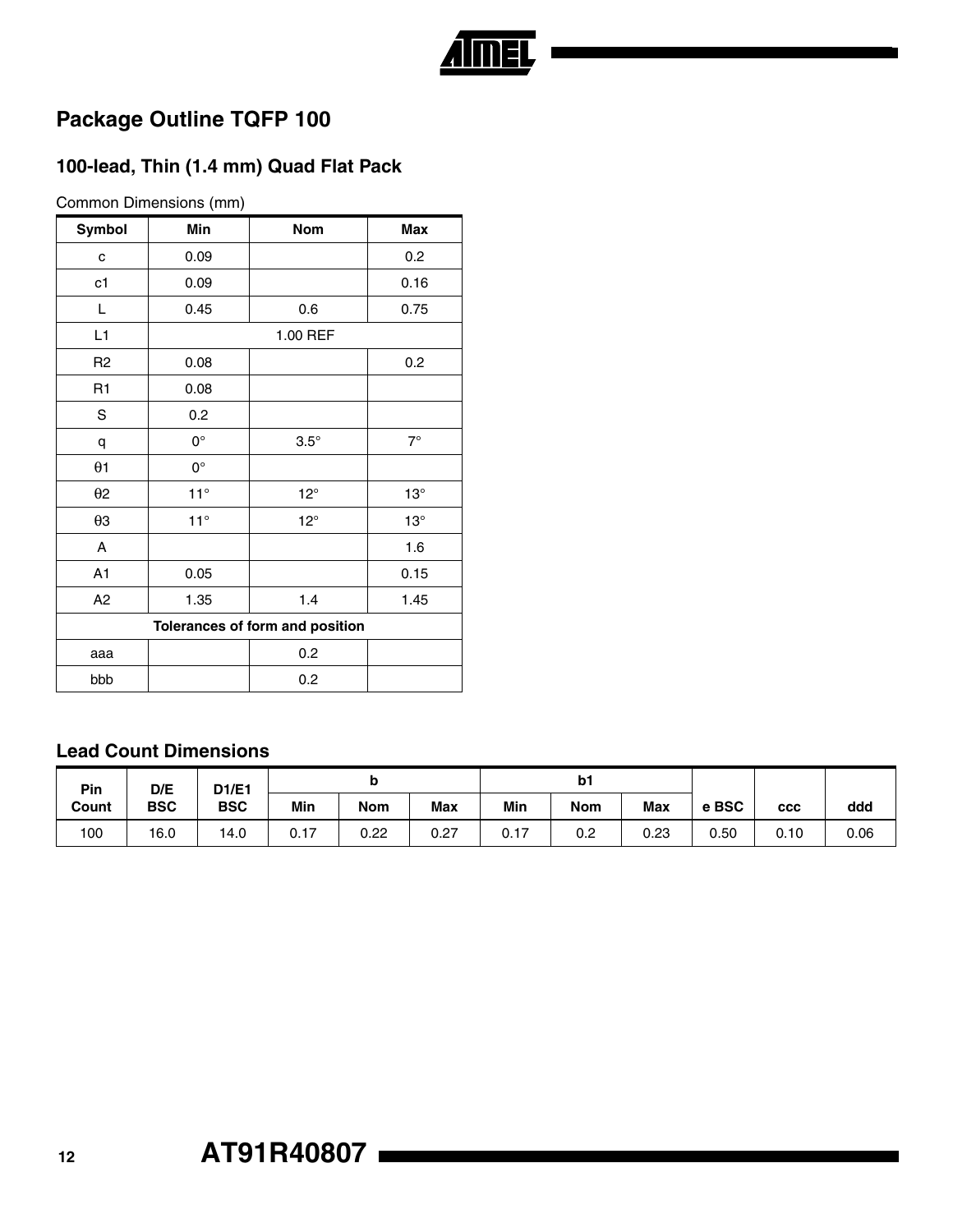## Package Outline TQFP 100

### 100-lead, Thin (1.4 mm) Quad Flat Pack

Common Dimensions (mm)

| Symbol | Min | Nom | Max |
|---|---|---|---|
| c | 0.09 | | 0.2 |
| c1 | 0.09 | | 0.16 |
| L | 0.45 | 0.6 | 0.75 |
| L1 | 1.00 REF | | |
| R2 | 0.08 | | 0.2 |
| R1 | 0.08 | | |
| S | 0.2 | | |
| q | 0° | 3.5° | 7° |
| θ1 | 0° | | |
| θ2 | 11° | 12° | 13° |
| θ3 | 11° | 12° | 13° |
| A | | | 1.6 |
| A1 | 0.05 | | 0.15 |
| A2 | 1.35 | 1.4 | 1.45 |
| **Tolerances of form and position** | | | |
| aaa | | 0.2 | |
| bbb | | 0.2 | |

### Lead Count Dimensions

| Pin Count | D/E BSC | D1/E1 BSC | b | | | b1 | | | e BSC | ccc | ddd |
|---|---|---|---|---|---|---|---|---|---|---|---|
| | | | Min | Nom | Max | Min | Nom | Max | | | |
| 100 | 16.0 | 14.0 | 0.17 | 0.22 | 0.27 | 0.17 | 0.2 | 0.23 | 0.50 | 0.10 | 0.06 |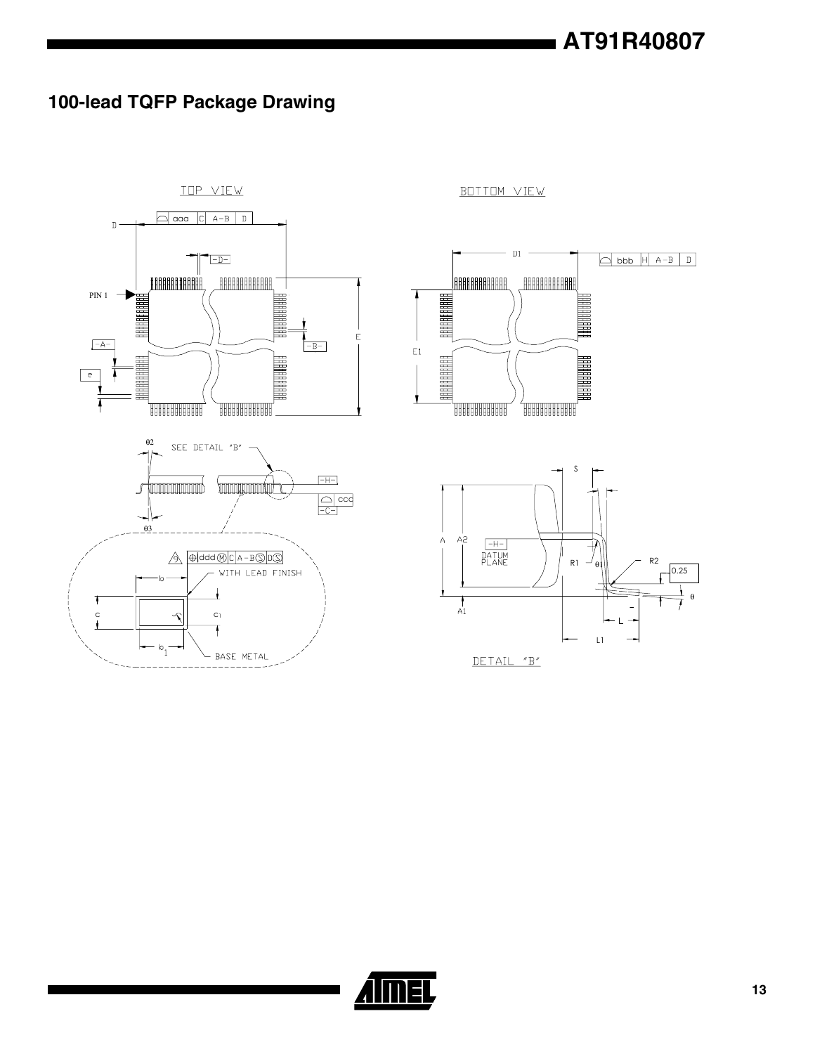## 100-lead TQFP Package Drawing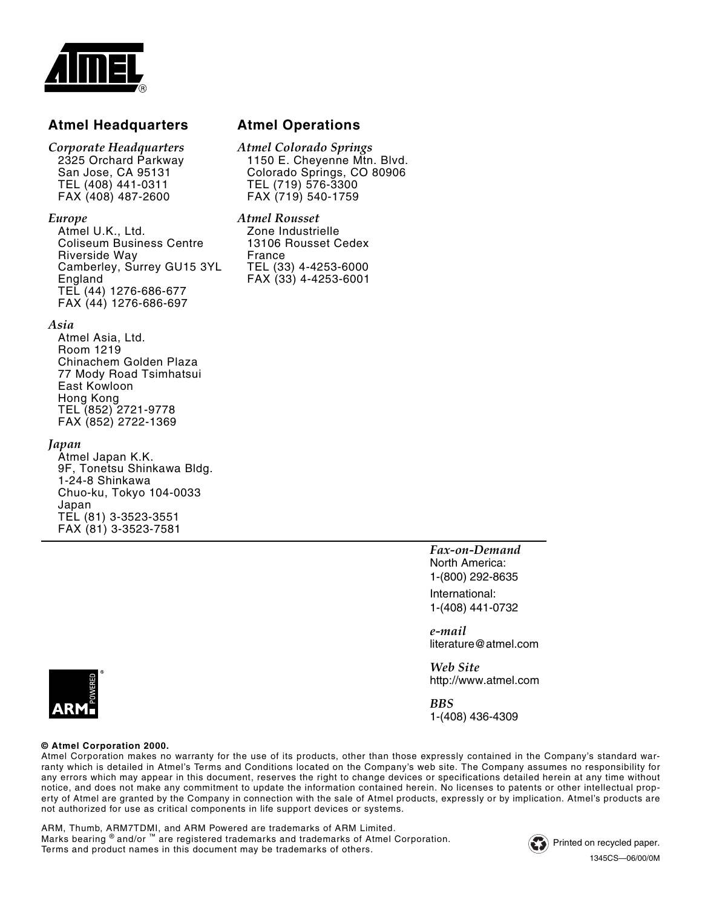## Atmel Headquarters

*Corporate Headquarters*
2325 Orchard Parkway
San Jose, CA 95131
TEL (408) 441-0311
FAX (408) 487-2600

*Europe*
Atmel U.K., Ltd.
Coliseum Business Centre
Riverside Way
Camberley, Surrey GU15 3YL
England
TEL (44) 1276-686-677
FAX (44) 1276-686-697

*Asia*
Atmel Asia, Ltd.
Room 1219
Chinachem Golden Plaza
77 Mody Road Tsimhatsui
East Kowloon
Hong Kong
TEL (852) 2721-9778
FAX (852) 2722-1369

*Japan*
Atmel Japan K.K.
9F, Tonetsu Shinkawa Bldg.
1-24-8 Shinkawa
Chuo-ku, Tokyo 104-0033
Japan
TEL (81) 3-3523-3551
FAX (81) 3-3523-7581

## Atmel Operations

*Atmel Colorado Springs*
1150 E. Cheyenne Mtn. Blvd.
Colorado Springs, CO 80906
TEL (719) 576-3300
FAX (719) 540-1759

*Atmel Rousset*
Zone Industrielle
13106 Rousset Cedex
France
TEL (33) 4-4253-6000
FAX (33) 4-4253-6001

*Fax-on-Demand*
North America:
1-(800) 292-8635

International:
1-(408) 441-0732

*e-mail*
literature@atmel.com

*Web Site*
http://www.atmel.com

*BBS*
1-(408) 436-4309

**© Atmel Corporation 2000.**
Atmel Corporation makes no warranty for the use of its products, other than those expressly contained in the Company's standard warranty which is detailed in Atmel's Terms and Conditions located on the Company's web site. The Company assumes no responsibility for any errors which may appear in this document, reserves the right to change devices or specifications detailed herein at any time without notice, and does not make any commitment to update the information contained herein. No licenses to patents or other intellectual property of Atmel are granted by the Company in connection with the sale of Atmel products, expressly or by implication. Atmel's products are not authorized for use as critical components in life support devices or systems.

ARM, Thumb, ARM7TDMI, and ARM Powered are trademarks of ARM Limited.
Marks bearing ® and/or ™ are registered trademarks and trademarks of Atmel Corporation.
Terms and product names in this document may be trademarks of others.

Printed on recycled paper.

1345CS—06/00/0M